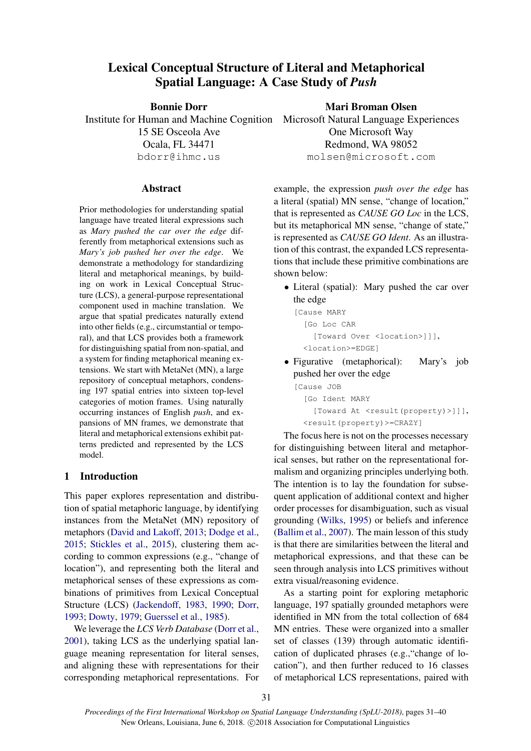# Lexical Conceptual Structure of Literal and Metaphorical Spatial Language: A Case Study of *Push*

**Bonnie Dorr**
Institute for Human and Machine Cognition
15 SE Osceola Ave
Ocala, FL 34471
`bdorr@ihmc.us`

**Mari Broman Olsen**
Microsoft Natural Language Experiences
One Microsoft Way
Redmond, WA 98052
`molsen@microsoft.com`

## Abstract

Prior methodologies for understanding spatial language have treated literal expressions such as *Mary pushed the car over the edge* differently from metaphorical extensions such as *Mary's job pushed her over the edge*. We demonstrate a methodology for standardizing literal and metaphorical meanings, by building on work in Lexical Conceptual Structure (LCS), a general-purpose representational component used in machine translation. We argue that spatial predicates naturally extend into other fields (e.g., circumstantial or temporal), and that LCS provides both a framework for distinguishing spatial from non-spatial, and a system for finding metaphorical meaning extensions. We start with MetaNet (MN), a large repository of conceptual metaphors, condensing 197 spatial entries into sixteen top-level categories of motion frames. Using naturally occurring instances of English *push*, and expansions of MN frames, we demonstrate that literal and metaphorical extensions exhibit patterns predicted and represented by the LCS model.

## 1 Introduction

This paper explores representation and distribution of spatial metaphoric language, by identifying instances from the MetaNet (MN) repository of metaphors (David and Lakoff, 2013; Dodge et al., 2015; Stickles et al., 2015), clustering them according to common expressions (e.g., "change of location"), and representing both the literal and metaphorical senses of these expressions as combinations of primitives from Lexical Conceptual Structure (LCS) (Jackendoff, 1983, 1990; Dorr, 1993; Dowty, 1979; Guerssel et al., 1985).

We leverage the *LCS Verb Database* (Dorr et al., 2001), taking LCS as the underlying spatial language meaning representation for literal senses, and aligning these with representations for their corresponding metaphorical representations. For example, the expression *push over the edge* has a literal (spatial) MN sense, "change of location," that is represented as *CAUSE GO Loc* in the LCS, but its metaphorical MN sense, "change of state," is represented as *CAUSE GO Ident*. As an illustration of this contrast, the expanded LCS representations that include these primitive combinations are shown below:

- Literal (spatial): Mary pushed the car over the edge

```
[Cause MARY
  [Go Loc CAR
    [Toward Over <location>]]],
  <location>=EDGE]
```

- Figurative (metaphorical): Mary's job pushed her over the edge

```
[Cause JOB
  [Go Ident MARY
    [Toward At <result(property)>]]],
  <result(property)>=CRAZY]
```

The focus here is not on the processes necessary for distinguishing between literal and metaphorical senses, but rather on the representational formalism and organizing principles underlying both. The intention is to lay the foundation for subsequent application of additional context and higher order processes for disambiguation, such as visual grounding (Wilks, 1995) or beliefs and inference (Ballim et al., 2007). The main lesson of this study is that there are similarities between the literal and metaphorical expressions, and that these can be seen through analysis into LCS primitives without extra visual/reasoning evidence.

As a starting point for exploring metaphoric language, 197 spatially grounded metaphors were identified in MN from the total collection of 684 MN entries. These were organized into a smaller set of classes (139) through automatic identification of duplicated phrases (e.g.,"change of location"), and then further reduced to 16 classes of metaphorical LCS representations, paired with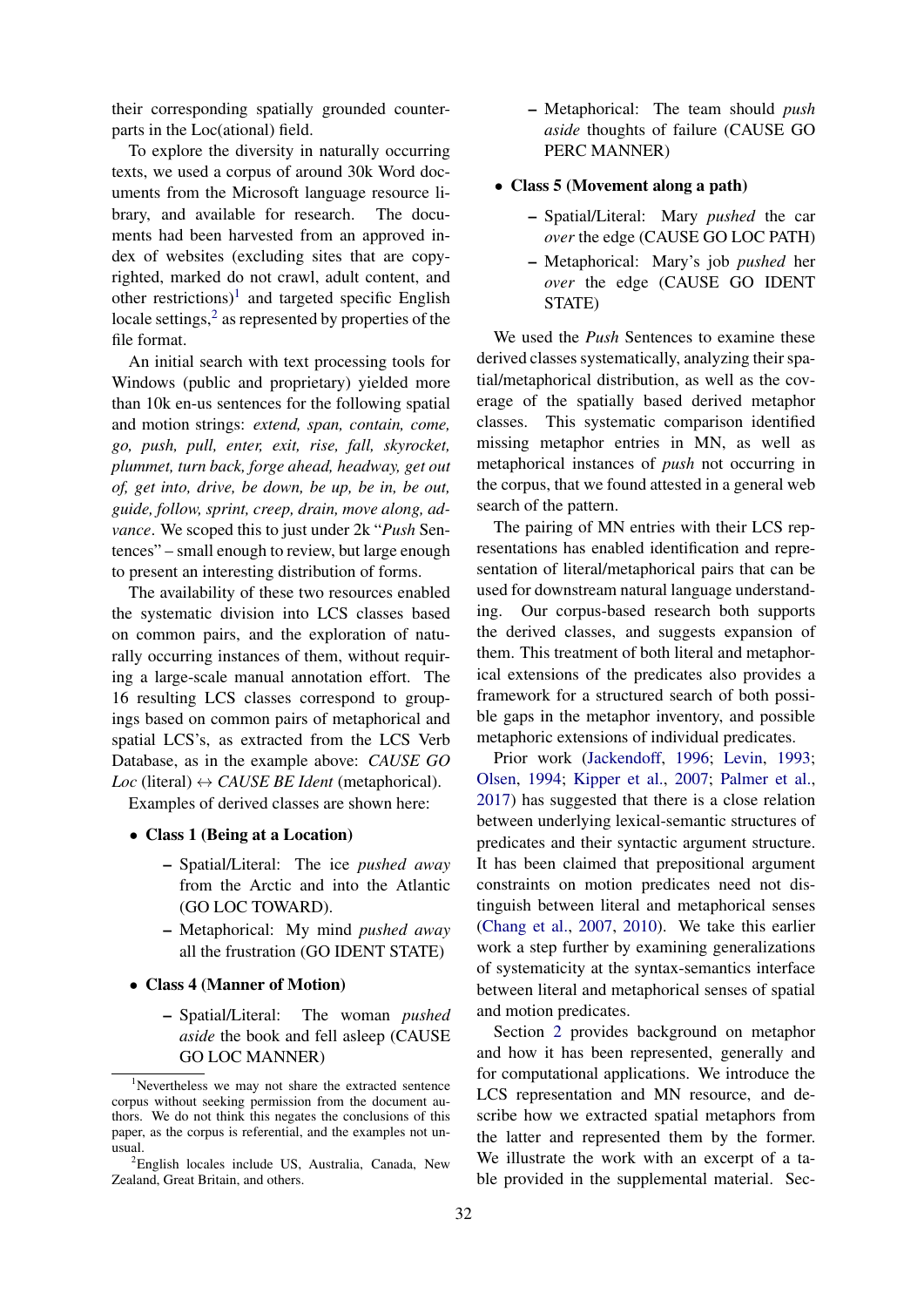their corresponding spatially grounded counterparts in the Loc(ational) field.

To explore the diversity in naturally occurring texts, we used a corpus of around 30k Word documents from the Microsoft language resource library, and available for research. The documents had been harvested from an approved index of websites (excluding sites that are copyrighted, marked do not crawl, adult content, and other restrictions)[1] and targeted specific English locale settings,[2] as represented by properties of the file format.

An initial search with text processing tools for Windows (public and proprietary) yielded more than 10k en-us sentences for the following spatial and motion strings: *extend, span, contain, come, go, push, pull, enter, exit, rise, fall, skyrocket, plummet, turn back, forge ahead, headway, get out of, get into, drive, be down, be up, be in, be out, guide, follow, sprint, creep, drain, move along, advance*. We scoped this to just under 2k "*Push* Sentences" – small enough to review, but large enough to present an interesting distribution of forms.

The availability of these two resources enabled the systematic division into LCS classes based on common pairs, and the exploration of naturally occurring instances of them, without requiring a large-scale manual annotation effort. The 16 resulting LCS classes correspond to groupings based on common pairs of metaphorical and spatial LCS's, as extracted from the LCS Verb Database, as in the example above: *CAUSE GO Loc* (literal) ↔ *CAUSE BE Ident* (metaphorical).

Examples of derived classes are shown here:

- **Class 1 (Being at a Location)**
  - Spatial/Literal: The ice *pushed away* from the Arctic and into the Atlantic (GO LOC TOWARD).
  - Metaphorical: My mind *pushed away* all the frustration (GO IDENT STATE)
- **Class 4 (Manner of Motion)**
  - Spatial/Literal: The woman *pushed aside* the book and fell asleep (CAUSE GO LOC MANNER)
  - Metaphorical: The team should *push aside* thoughts of failure (CAUSE GO PERC MANNER)
- **Class 5 (Movement along a path)**
  - Spatial/Literal: Mary *pushed* the car *over* the edge (CAUSE GO LOC PATH)
  - Metaphorical: Mary's job *pushed* her *over* the edge (CAUSE GO IDENT STATE)

We used the *Push* Sentences to examine these derived classes systematically, analyzing their spatial/metaphorical distribution, as well as the coverage of the spatially based derived metaphor classes. This systematic comparison identified missing metaphor entries in MN, as well as metaphorical instances of *push* not occurring in the corpus, that we found attested in a general web search of the pattern.

The pairing of MN entries with their LCS representations has enabled identification and representation of literal/metaphorical pairs that can be used for downstream natural language understanding. Our corpus-based research both supports the derived classes, and suggests expansion of them. This treatment of both literal and metaphorical extensions of the predicates also provides a framework for a structured search of both possible gaps in the metaphor inventory, and possible metaphoric extensions of individual predicates.

Prior work (Jackendoff, 1996; Levin, 1993; Olsen, 1994; Kipper et al., 2007; Palmer et al., 2017) has suggested that there is a close relation between underlying lexical-semantic structures of predicates and their syntactic argument structure. It has been claimed that prepositional argument constraints on motion predicates need not distinguish between literal and metaphorical senses (Chang et al., 2007, 2010). We take this earlier work a step further by examining generalizations of systematicity at the syntax-semantics interface between literal and metaphorical senses of spatial and motion predicates.

Section 2 provides background on metaphor and how it has been represented, generally and for computational applications. We introduce the LCS representation and MN resource, and describe how we extracted spatial metaphors from the latter and represented them by the former. We illustrate the work with an excerpt of a table provided in the supplemental material. Sec-

[1] Nevertheless we may not share the extracted sentence corpus without seeking permission from the document authors. We do not think this negates the conclusions of this paper, as the corpus is referential, and the examples not unusual.

[2] English locales include US, Australia, Canada, New Zealand, Great Britain, and others.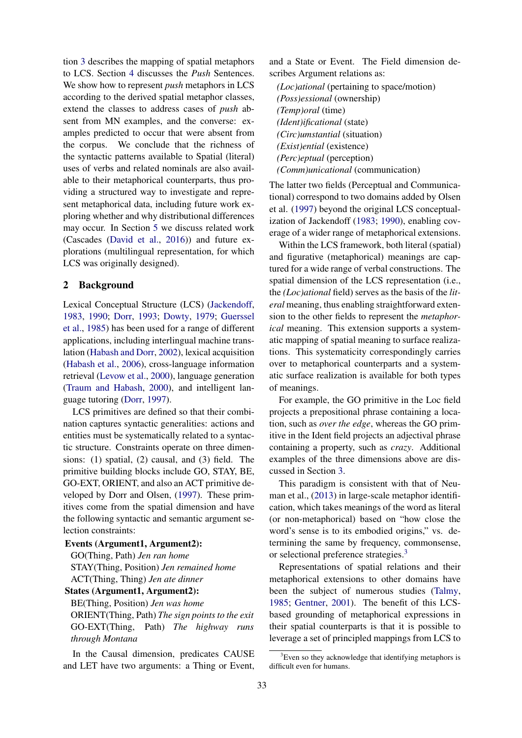tion 3 describes the mapping of spatial metaphors to LCS. Section 4 discusses the *Push* Sentences. We show how to represent *push* metaphors in LCS according to the derived spatial metaphor classes, extend the classes to address cases of *push* absent from MN examples, and the converse: examples predicted to occur that were absent from the corpus. We conclude that the richness of the syntactic patterns available to Spatial (literal) uses of verbs and related nominals are also available to their metaphorical counterparts, thus providing a structured way to investigate and represent metaphorical data, including future work exploring whether and why distributional differences may occur. In Section 5 we discuss related work (Cascades (David et al., 2016)) and future explorations (multilingual representation, for which LCS was originally designed).

## 2 Background

Lexical Conceptual Structure (LCS) (Jackendoff, 1983, 1990; Dorr, 1993; Dowty, 1979; Guerssel et al., 1985) has been used for a range of different applications, including interlingual machine translation (Habash and Dorr, 2002), lexical acquisition (Habash et al., 2006), cross-language information retrieval (Levow et al., 2000), language generation (Traum and Habash, 2000), and intelligent language tutoring (Dorr, 1997).

LCS primitives are defined so that their combination captures syntactic generalities: actions and entities must be systematically related to a syntactic structure. Constraints operate on three dimensions: (1) spatial, (2) causal, and (3) field. The primitive building blocks include GO, STAY, BE, GO-EXT, ORIENT, and also an ACT primitive developed by Dorr and Olsen, (1997). These primitives come from the spatial dimension and have the following syntactic and semantic argument selection constraints:

**Events (Argument1, Argument2):**

GO(Thing, Path) *Jen ran home*
STAY(Thing, Position) *Jen remained home*
ACT(Thing, Thing) *Jen ate dinner*

**States (Argument1, Argument2):**

BE(Thing, Position) *Jen was home*
ORIENT(Thing, Path) *The sign points to the exit*
GO-EXT(Thing, Path) *The highway runs through Montana*

In the Causal dimension, predicates CAUSE and LET have two arguments: a Thing or Event, and a State or Event. The Field dimension describes Argument relations as:

*(Loc)ational* (pertaining to space/motion)
*(Poss)essional* (ownership)
*(Temp)oral* (time)
*(Ident)ificational* (state)
*(Circ)umstantial* (situation)
*(Exist)ential* (existence)
*(Perc)eptual* (perception)
*(Comm)unicational* (communication)

The latter two fields (Perceptual and Communicational) correspond to two domains added by Olsen et al. (1997) beyond the original LCS conceptualization of Jackendoff (1983; 1990), enabling coverage of a wider range of metaphorical extensions.

Within the LCS framework, both literal (spatial) and figurative (metaphorical) meanings are captured for a wide range of verbal constructions. The spatial dimension of the LCS representation (i.e., the *(Loc)ational* field) serves as the basis of the *literal* meaning, thus enabling straightforward extension to the other fields to represent the *metaphorical* meaning. This extension supports a systematic mapping of spatial meaning to surface realizations. This systematicity correspondingly carries over to metaphorical counterparts and a systematic surface realization is available for both types of meanings.

For example, the GO primitive in the Loc field projects a prepositional phrase containing a location, such as *over the edge*, whereas the GO primitive in the Ident field projects an adjectival phrase containing a property, such as *crazy*. Additional examples of the three dimensions above are discussed in Section 3.

This paradigm is consistent with that of Neuman et al., (2013) in large-scale metaphor identification, which takes meanings of the word as literal (or non-metaphorical) based on "how close the word's sense is to its embodied origins," vs. determining the same by frequency, commonsense, or selectional preference strategies.[3]

Representations of spatial relations and their metaphorical extensions to other domains have been the subject of numerous studies (Talmy, 1985; Gentner, 2001). The benefit of this LCS-based grounding of metaphorical expressions in their spatial counterparts is that it is possible to leverage a set of principled mappings from LCS to

[3] Even so they acknowledge that identifying metaphors is difficult even for humans.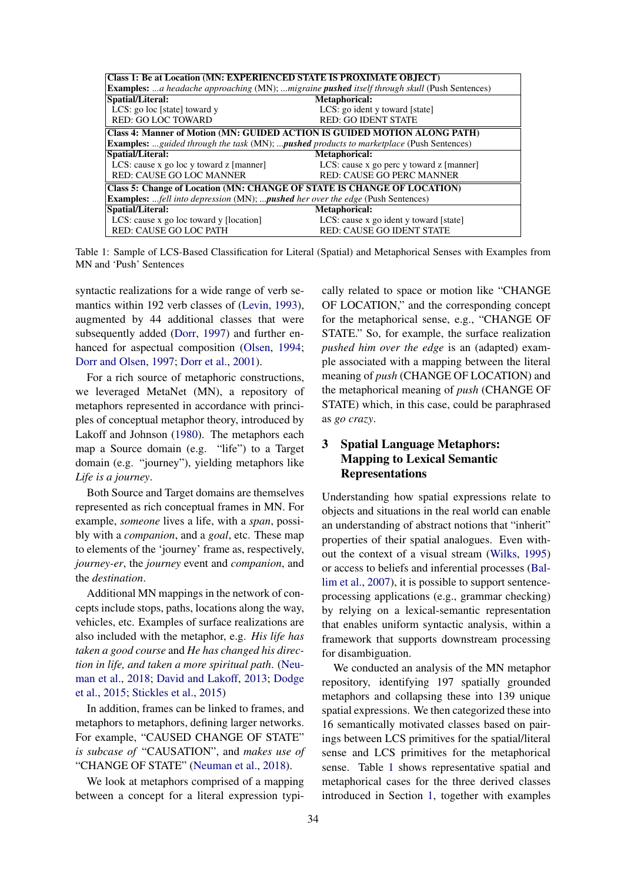| Class 1: Be at Location (MN: EXPERIENCED STATE IS PROXIMATE OBJECT) | |
|---|---|
| **Examples:** *...a headache approaching* (MN); *...migraine **pushed** itself through skull* (Push Sentences) | |
| **Spatial/Literal:** | **Metaphorical:** |
| LCS: go loc [state] toward y | LCS: go ident y toward [state] |
| RED: GO LOC TOWARD | RED: GO IDENT STATE |
| **Class 4: Manner of Motion (MN: GUIDED ACTION IS GUIDED MOTION ALONG PATH)** | |
| **Examples:** *...guided through the task* (MN); *...**pushed** products to marketplace* (Push Sentences) | |
| **Spatial/Literal:** | **Metaphorical:** |
| LCS: cause x go loc y toward z [manner] | LCS: cause x go perc y toward z [manner] |
| RED: CAUSE GO LOC MANNER | RED: CAUSE GO PERC MANNER |
| **Class 5: Change of Location (MN: CHANGE OF STATE IS CHANGE OF LOCATION)** | |
| **Examples:** *...fell into depression* (MN); *...**pushed** her over the edge* (Push Sentences) | |
| **Spatial/Literal:** | **Metaphorical:** |
| LCS: cause x go loc y toward [location] | LCS: cause x go ident y toward [state] |
| RED: CAUSE GO LOC PATH | RED: CAUSE GO IDENT STATE |

Table 1: Sample of LCS-Based Classification for Literal (Spatial) and Metaphorical Senses with Examples from MN and 'Push' Sentences

syntactic realizations for a wide range of verb semantics within 192 verb classes of (Levin, 1993), augmented by 44 additional classes that were subsequently added (Dorr, 1997) and further enhanced for aspectual composition (Olsen, 1994; Dorr and Olsen, 1997; Dorr et al., 2001).

For a rich source of metaphoric constructions, we leveraged MetaNet (MN), a repository of metaphors represented in accordance with principles of conceptual metaphor theory, introduced by Lakoff and Johnson (1980). The metaphors each map a Source domain (e.g. "life") to a Target domain (e.g. "journey"), yielding metaphors like *Life is a journey*.

Both Source and Target domains are themselves represented as rich conceptual frames in MN. For example, *someone* lives a life, with a *span*, possibly with a *companion*, and a *goal*, etc. These map to elements of the 'journey' frame as, respectively, *journey-er*, the *journey* event and *companion*, and the *destination*.

Additional MN mappings in the network of concepts include stops, paths, locations along the way, vehicles, etc. Examples of surface realizations are also included with the metaphor, e.g. *His life has taken a good course* and *He has changed his direction in life, and taken a more spiritual path*. (Neuman et al., 2018; David and Lakoff, 2013; Dodge et al., 2015; Stickles et al., 2015)

In addition, frames can be linked to frames, and metaphors to metaphors, defining larger networks. For example, "CAUSED CHANGE OF STATE" *is subcase of* "CAUSATION", and *makes use of* "CHANGE OF STATE" (Neuman et al., 2018).

We look at metaphors comprised of a mapping between a concept for a literal expression typically related to space or motion like "CHANGE OF LOCATION," and the corresponding concept for the metaphorical sense, e.g., "CHANGE OF STATE." So, for example, the surface realization *pushed him over the edge* is an (adapted) example associated with a mapping between the literal meaning of *push* (CHANGE OF LOCATION) and the metaphorical meaning of *push* (CHANGE OF STATE) which, in this case, could be paraphrased as *go crazy*.

## 3 Spatial Language Metaphors: Mapping to Lexical Semantic Representations

Understanding how spatial expressions relate to objects and situations in the real world can enable an understanding of abstract notions that "inherit" properties of their spatial analogues. Even without the context of a visual stream (Wilks, 1995) or access to beliefs and inferential processes (Ballim et al., 2007), it is possible to support sentence-processing applications (e.g., grammar checking) by relying on a lexical-semantic representation that enables uniform syntactic analysis, within a framework that supports downstream processing for disambiguation.

We conducted an analysis of the MN metaphor repository, identifying 197 spatially grounded metaphors and collapsing these into 139 unique spatial expressions. We then categorized these into 16 semantically motivated classes based on pairings between LCS primitives for the spatial/literal sense and LCS primitives for the metaphorical sense. Table 1 shows representative spatial and metaphorical cases for the three derived classes introduced in Section 1, together with examples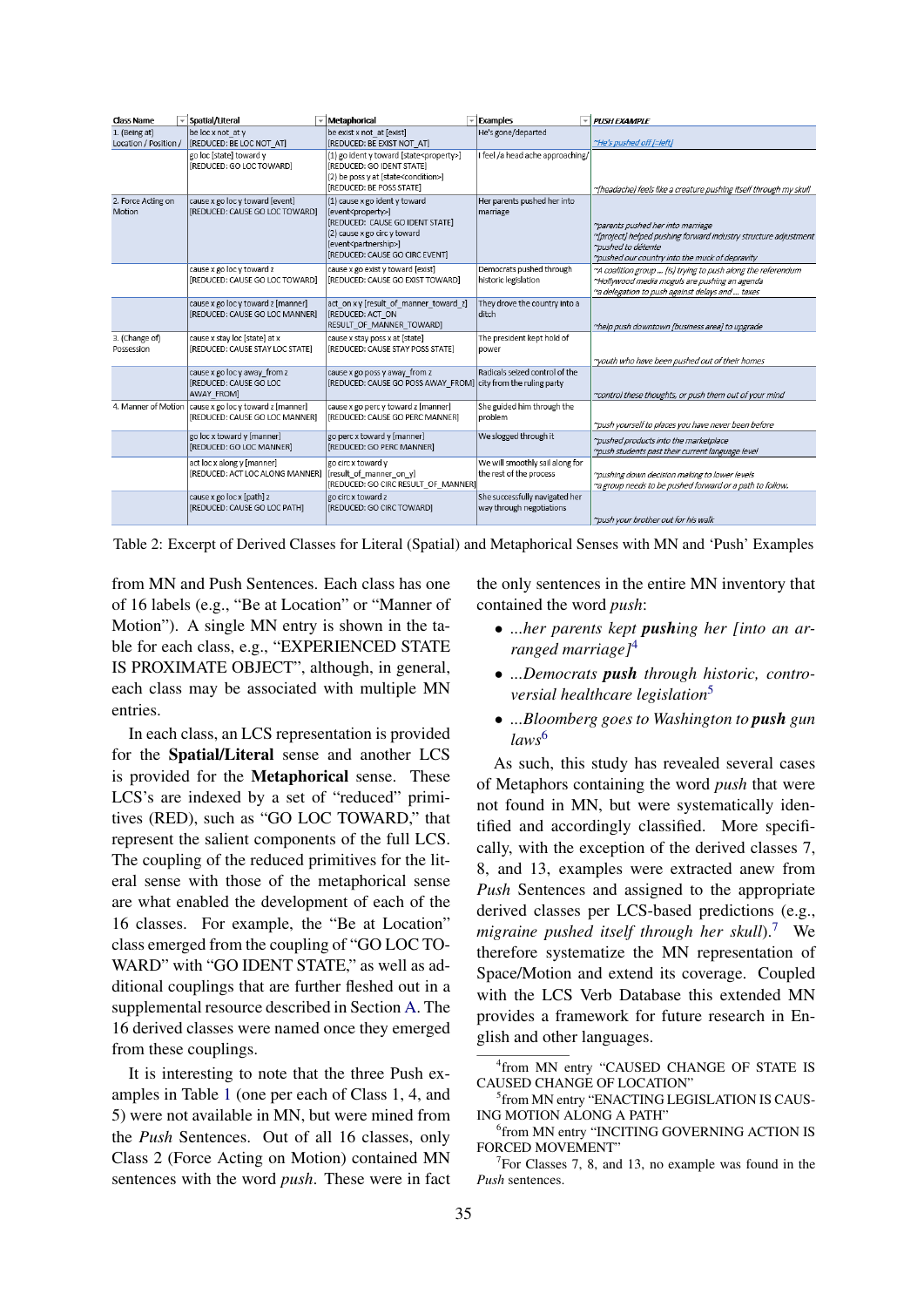| Class Name | Spatial/Literal | Metaphorical | Examples | PUSH EXAMPLE |
|---|---|---|---|---|
| 1. (Being at) Location / Position / | be loc x not_at y [REDUCED: BE LOC NOT_AT] | be exist x not_at [exist] [REDUCED: BE EXIST NOT_AT] | He's gone/departed | ~He's pushed off [=left] |
| | go loc [state] toward y [REDUCED: GO LOC TOWARD] | (1) go ident y toward [state<property>] [REDUCED: GO IDENT STATE] (2) be poss y at [state<condition>] [REDUCED: BE POSS STATE] | I feel /a head ache approaching/ | ~[headache] feels like a creature pushing itself through my skull |
| 2. Force Acting on Motion | cause x go loc y toward [event] [REDUCED: CAUSE GO LOC TOWARD] | (1) cause x go ident y toward [event<property>] [REDUCED: CAUSE GO IDENT STATE] (2) cause x go circ y toward [event<partnership>] [REDUCED: CAUSE GO CIRC EVENT] | Her parents pushed her into marriage | ~parents pushed her into marriage ~[project] helped pushing forward industry structure adjustment ~pushed to détente ~pushed our country into the muck of depravity |
| | cause x go loc y toward z [REDUCED: CAUSE GO LOC TOWARD] | cause x go exist y toward [exist] [REDUCED: CAUSE GO EXIST TOWARD] | Democrats pushed through historic legislation | ~A coalition group ... [is] trying to push along the referendum ~Hollywood media moguls are pushing an agenda ~a delegation to push against delays and ... taxes |
| | cause x go loc y toward z [manner] [REDUCED: CAUSE GO LOC MANNER] | act_on x y [result_of_manner_toward_z] [REDUCED: ACT_ON RESULT_OF_MANNER_TOWARD] | They drove the country into a ditch | ~help push downtown [business area] to upgrade |
| 3. (Change of) Possession | cause x stay loc [state] at x [REDUCED: CAUSE STAY LOC STATE] | cause x stay poss x at [state] [REDUCED: CAUSE STAY POSS STATE] | The president kept hold of power | ~youth who have been pushed out of their homes |
| | cause x go loc y away_from z [REDUCED: CAUSE GO LOC AWAY_FROM] | cause x go poss y away_from z [REDUCED: CAUSE GO POSS AWAY_FROM] | Radicals seized control of the city from the ruling party | ~control these thoughts, or push them out of your mind |
| 4. Manner of Motion | cause x go loc y toward z [manner] [REDUCED: CAUSE GO LOC MANNER] | cause x go perc y toward z [manner] [REDUCED: CAUSE GO PERC MANNER] | She guided him through the problem | ~push yourself to places you have never been before |
| | go loc x toward y [manner] [REDUCED: GO LOC MANNER] | go perc x toward y [manner] [REDUCED: GO PERC MANNER] | We slogged through it | ~pushed products into the marketplace ~push students past their current language level |
| | act loc x along y [manner] [REDUCED: ACT LOC ALONG MANNER] | go circ x toward y [result_of_manner_on_y] [REDUCED: GO CIRC RESULT_OF_MANNER] | We will smoothly sail along for the rest of the process | ~pushing down decision making to lower levels ~a group needs to be pushed forward or a path to follow. |
| | cause x go loc x [path] z [REDUCED: CAUSE GO LOC PATH] | go circ x toward z [REDUCED: GO CIRC TOWARD] | She successfully navigated her way through negotiations | ~push your brother out for his walk |

Table 2: Excerpt of Derived Classes for Literal (Spatial) and Metaphorical Senses with MN and 'Push' Examples

from MN and Push Sentences. Each class has one of 16 labels (e.g., "Be at Location" or "Manner of Motion"). A single MN entry is shown in the table for each class, e.g., "EXPERIENCED STATE IS PROXIMATE OBJECT", although, in general, each class may be associated with multiple MN entries.

In each class, an LCS representation is provided for the **Spatial/Literal** sense and another LCS is provided for the **Metaphorical** sense. These LCS's are indexed by a set of "reduced" primitives (RED), such as "GO LOC TOWARD," that represent the salient components of the full LCS. The coupling of the reduced primitives for the literal sense with those of the metaphorical sense are what enabled the development of each of the 16 classes. For example, the "Be at Location" class emerged from the coupling of "GO LOC TOWARD" with "GO IDENT STATE," as well as additional couplings that are further fleshed out in a supplemental resource described in Section A. The 16 derived classes were named once they emerged from these couplings.

It is interesting to note that the three Push examples in Table 1 (one per each of Class 1, 4, and 5) were not available in MN, but were mined from the *Push* Sentences. Out of all 16 classes, only Class 2 (Force Acting on Motion) contained MN sentences with the word *push*. These were in fact the only sentences in the entire MN inventory that contained the word *push*:

- *...her parents kept **push**ing her [into an arranged marriage]*[4]
- *...Democrats **push** through historic, controversial healthcare legislation*[5]
- *...Bloomberg goes to Washington to **push** gun laws*[6]

As such, this study has revealed several cases of Metaphors containing the word *push* that were not found in MN, but were systematically identified and accordingly classified. More specifically, with the exception of the derived classes 7, 8, and 13, examples were extracted anew from *Push* Sentences and assigned to the appropriate derived classes per LCS-based predictions (e.g., *migraine pushed itself through her skull*).[7] We therefore systematize the MN representation of Space/Motion and extend its coverage. Coupled with the LCS Verb Database this extended MN provides a framework for future research in English and other languages.

[4] from MN entry "CAUSED CHANGE OF STATE IS CAUSED CHANGE OF LOCATION"

[5] from MN entry "ENACTING LEGISLATION IS CAUSING MOTION ALONG A PATH"

[6] from MN entry "INCITING GOVERNING ACTION IS FORCED MOVEMENT"

[7] For Classes 7, 8, and 13, no example was found in the *Push* sentences.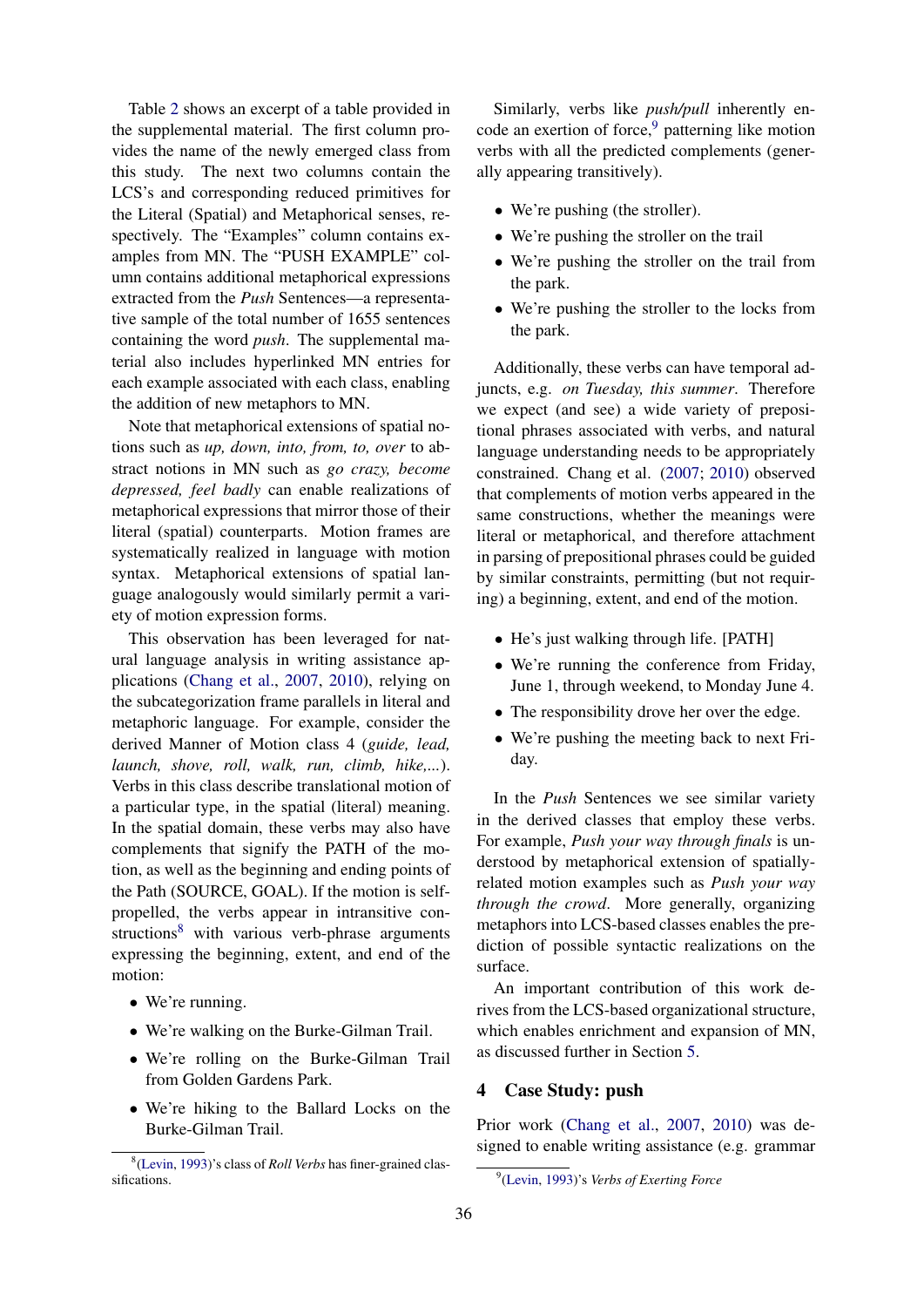Table 2 shows an excerpt of a table provided in the supplemental material. The first column provides the name of the newly emerged class from this study. The next two columns contain the LCS's and corresponding reduced primitives for the Literal (Spatial) and Metaphorical senses, respectively. The "Examples" column contains examples from MN. The "PUSH EXAMPLE" column contains additional metaphorical expressions extracted from the *Push* Sentences—a representative sample of the total number of 1655 sentences containing the word *push*. The supplemental material also includes hyperlinked MN entries for each example associated with each class, enabling the addition of new metaphors to MN.

Note that metaphorical extensions of spatial notions such as *up, down, into, from, to, over* to abstract notions in MN such as *go crazy, become depressed, feel badly* can enable realizations of metaphorical expressions that mirror those of their literal (spatial) counterparts. Motion frames are systematically realized in language with motion syntax. Metaphorical extensions of spatial language analogously would similarly permit a variety of motion expression forms.

This observation has been leveraged for natural language analysis in writing assistance applications (Chang et al., 2007, 2010), relying on the subcategorization frame parallels in literal and metaphoric language. For example, consider the derived Manner of Motion class 4 (*guide, lead, launch, shove, roll, walk, run, climb, hike,...*). Verbs in this class describe translational motion of a particular type, in the spatial (literal) meaning. In the spatial domain, these verbs may also have complements that signify the PATH of the motion, as well as the beginning and ending points of the Path (SOURCE, GOAL). If the motion is self-propelled, the verbs appear in intransitive constructions[8] with various verb-phrase arguments expressing the beginning, extent, and end of the motion:

- We're running.
- We're walking on the Burke-Gilman Trail.
- We're rolling on the Burke-Gilman Trail from Golden Gardens Park.
- We're hiking to the Ballard Locks on the Burke-Gilman Trail.

Similarly, verbs like *push/pull* inherently encode an exertion of force,[9] patterning like motion verbs with all the predicted complements (generally appearing transitively).

- We're pushing (the stroller).
- We're pushing the stroller on the trail
- We're pushing the stroller on the trail from the park.
- We're pushing the stroller to the locks from the park.

Additionally, these verbs can have temporal adjuncts, e.g. *on Tuesday, this summer*. Therefore we expect (and see) a wide variety of prepositional phrases associated with verbs, and natural language understanding needs to be appropriately constrained. Chang et al. (2007; 2010) observed that complements of motion verbs appeared in the same constructions, whether the meanings were literal or metaphorical, and therefore attachment in parsing of prepositional phrases could be guided by similar constraints, permitting (but not requiring) a beginning, extent, and end of the motion.

- He's just walking through life. [PATH]
- We're running the conference from Friday, June 1, through weekend, to Monday June 4.
- The responsibility drove her over the edge.
- We're pushing the meeting back to next Friday.

In the *Push* Sentences we see similar variety in the derived classes that employ these verbs. For example, *Push your way through finals* is understood by metaphorical extension of spatially-related motion examples such as *Push your way through the crowd*. More generally, organizing metaphors into LCS-based classes enables the prediction of possible syntactic realizations on the surface.

An important contribution of this work derives from the LCS-based organizational structure, which enables enrichment and expansion of MN, as discussed further in Section 5.

## 4 Case Study: push

Prior work (Chang et al., 2007, 2010) was designed to enable writing assistance (e.g. grammar

[8](Levin, 1993)'s class of *Roll Verbs* has finer-grained classifications.

[9](Levin, 1993)'s *Verbs of Exerting Force*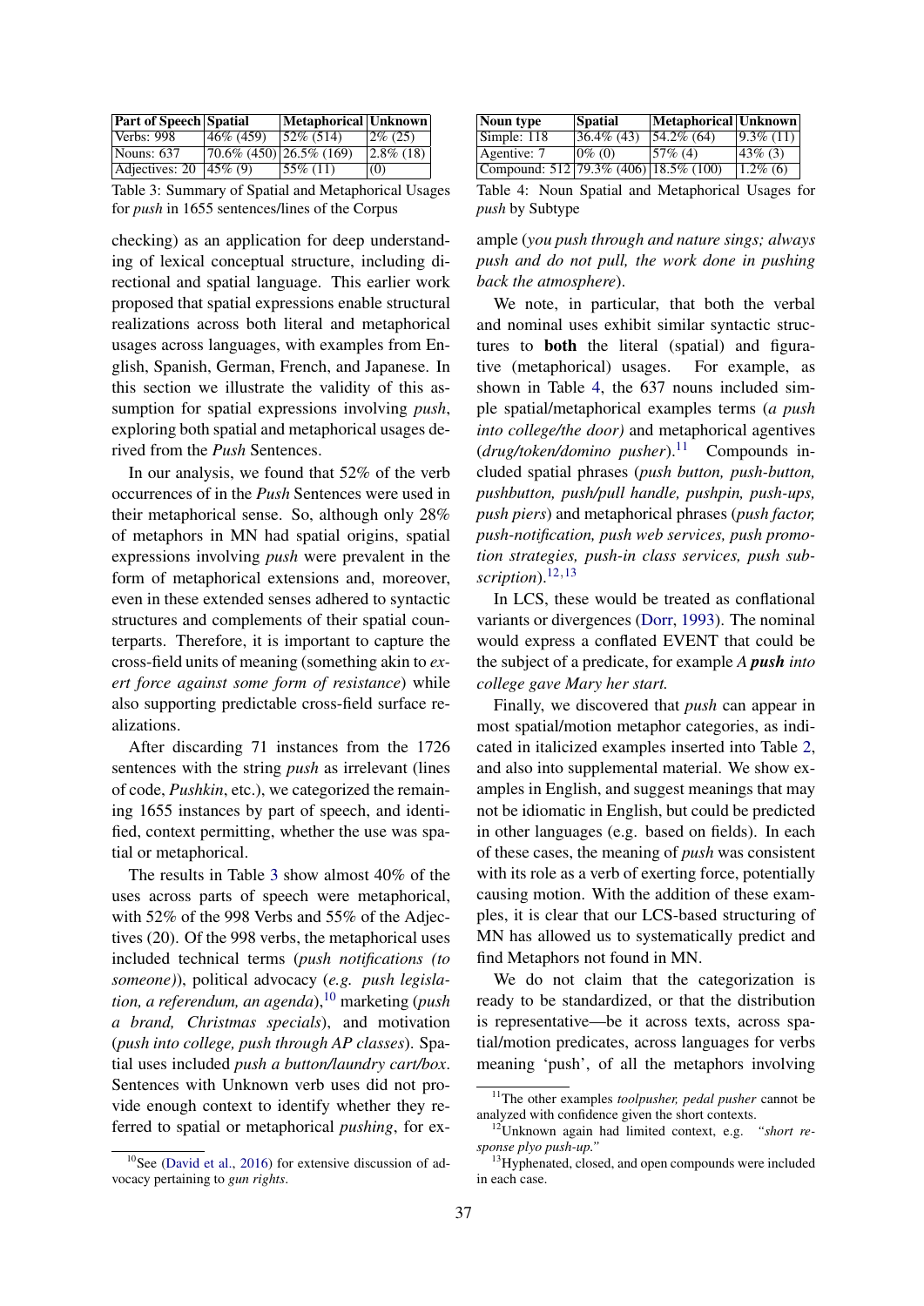| Part of Speech | Spatial | Metaphorical | Unknown |
|---|---|---|---|
| Verbs: 998 | 46% (459) | 52% (514) | 2% (25) |
| Nouns: 637 | 70.6% (450) | 26.5% (169) | 2.8% (18) |
| Adjectives: 20 | 45% (9) | 55% (11) | (0) |

Table 3: Summary of Spatial and Metaphorical Usages for *push* in 1655 sentences/lines of the Corpus

| Noun type | Spatial | Metaphorical | Unknown |
|---|---|---|---|
| Simple: 118 | 36.4% (43) | 54.2% (64) | 9.3% (11) |
| Agentive: 7 | 0% (0) | 57% (4) | 43% (3) |
| Compound: 512 | 79.3% (406) | 18.5% (100) | 1.2% (6) |

Table 4: Noun Spatial and Metaphorical Usages for *push* by Subtype

checking) as an application for deep understanding of lexical conceptual structure, including directional and spatial language. This earlier work proposed that spatial expressions enable structural realizations across both literal and metaphorical usages across languages, with examples from English, Spanish, German, French, and Japanese. In this section we illustrate the validity of this assumption for spatial expressions involving *push*, exploring both spatial and metaphorical usages derived from the *Push* Sentences.

In our analysis, we found that 52% of the verb occurrences of in the *Push* Sentences were used in their metaphorical sense. So, although only 28% of metaphors in MN had spatial origins, spatial expressions involving *push* were prevalent in the form of metaphorical extensions and, moreover, even in these extended senses adhered to syntactic structures and complements of their spatial counterparts. Therefore, it is important to capture the cross-field units of meaning (something akin to *exert force against some form of resistance*) while also supporting predictable cross-field surface realizations.

After discarding 71 instances from the 1726 sentences with the string *push* as irrelevant (lines of code, *Pushkin*, etc.), we categorized the remaining 1655 instances by part of speech, and identified, context permitting, whether the use was spatial or metaphorical.

The results in Table 3 show almost 40% of the uses across parts of speech were metaphorical, with 52% of the 998 Verbs and 55% of the Adjectives (20). Of the 998 verbs, the metaphorical uses included technical terms (*push notifications (to someone)*), political advocacy (*e.g. push legislation, a referendum, an agenda*),[10] marketing (*push a brand, Christmas specials*), and motivation (*push into college, push through AP classes*). Spatial uses included *push a button/laundry cart/box*. Sentences with Unknown verb uses did not provide enough context to identify whether they referred to spatial or metaphorical *pushing*, for example (*you push through and nature sings; always push and do not pull, the work done in pushing back the atmosphere*).

We note, in particular, that both the verbal and nominal uses exhibit similar syntactic structures to **both** the literal (spatial) and figurative (metaphorical) usages. For example, as shown in Table 4, the 637 nouns included simple spatial/metaphorical examples terms (*a push into college/the door)* and metaphorical agentives (*drug/token/domino pusher*).[11] Compounds included spatial phrases (*push button, push-button, pushbutton, push/pull handle, pushpin, push-ups, push piers*) and metaphorical phrases (*push factor, push-notification, push web services, push promotion strategies, push-in class services, push subscription*).[12,13]

In LCS, these would be treated as conflational variants or divergences (Dorr, 1993). The nominal would express a conflated EVENT that could be the subject of a predicate, for example *A **push** into college gave Mary her start.*

Finally, we discovered that *push* can appear in most spatial/motion metaphor categories, as indicated in italicized examples inserted into Table 2, and also into supplemental material. We show examples in English, and suggest meanings that may not be idiomatic in English, but could be predicted in other languages (e.g. based on fields). In each of these cases, the meaning of *push* was consistent with its role as a verb of exerting force, potentially causing motion. With the addition of these examples, it is clear that our LCS-based structuring of MN has allowed us to systematically predict and find Metaphors not found in MN.

We do not claim that the categorization is ready to be standardized, or that the distribution is representative—be it across texts, across spatial/motion predicates, across languages for verbs meaning 'push', of all the metaphors involving

[10] See (David et al., 2016) for extensive discussion of advocacy pertaining to *gun rights*.

[11] The other examples *toolpusher, pedal pusher* cannot be analyzed with confidence given the short contexts.

[12] Unknown again had limited context, e.g. *"short response plyo push-up."*

[13] Hyphenated, closed, and open compounds were included in each case.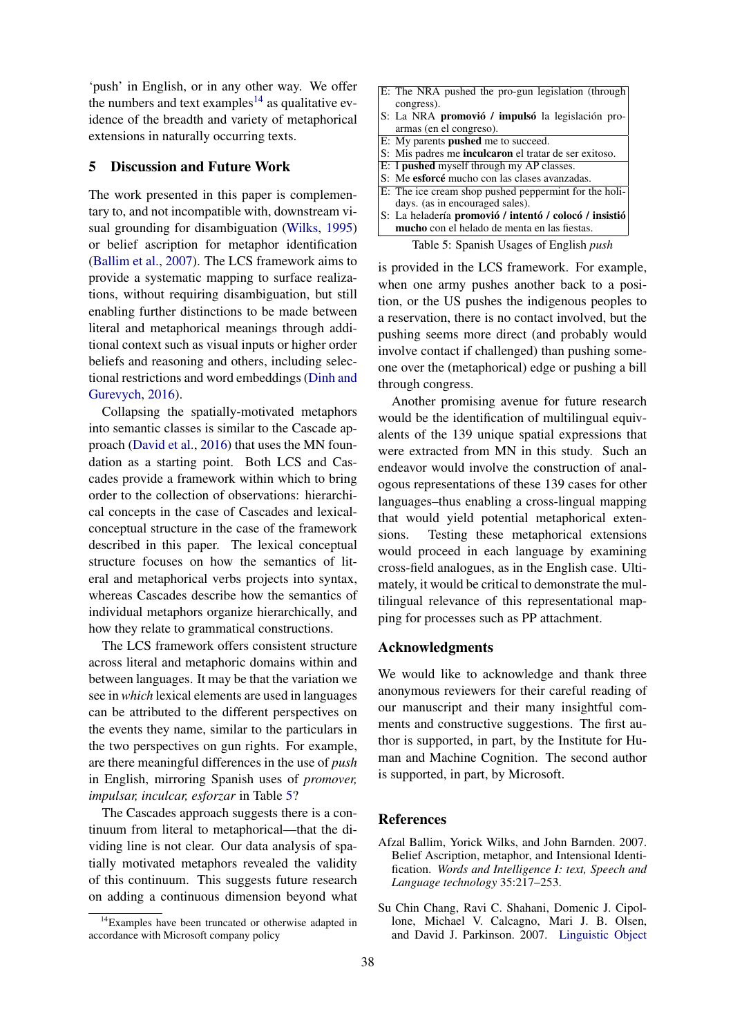'push' in English, or in any other way. We offer the numbers and text examples[14] as qualitative evidence of the breadth and variety of metaphorical extensions in naturally occurring texts.

## 5 Discussion and Future Work

The work presented in this paper is complementary to, and not incompatible with, downstream visual grounding for disambiguation (Wilks, 1995) or belief ascription for metaphor identification (Ballim et al., 2007). The LCS framework aims to provide a systematic mapping to surface realizations, without requiring disambiguation, but still enabling further distinctions to be made between literal and metaphorical meanings through additional context such as visual inputs or higher order beliefs and reasoning and others, including selectional restrictions and word embeddings (Dinh and Gurevych, 2016).

Collapsing the spatially-motivated metaphors into semantic classes is similar to the Cascade approach (David et al., 2016) that uses the MN foundation as a starting point. Both LCS and Cascades provide a framework within which to bring order to the collection of observations: hierarchical concepts in the case of Cascades and lexical-conceptual structure in the case of the framework described in this paper. The lexical conceptual structure focuses on how the semantics of literal and metaphorical verbs projects into syntax, whereas Cascades describe how the semantics of individual metaphors organize hierarchically, and how they relate to grammatical constructions.

The LCS framework offers consistent structure across literal and metaphoric domains within and between languages. It may be that the variation we see in *which* lexical elements are used in languages can be attributed to the different perspectives on the events they name, similar to the particulars in the two perspectives on gun rights. For example, are there meaningful differences in the use of *push* in English, mirroring Spanish uses of *promover, impulsar, inculcar, esforzar* in Table 5?

The Cascades approach suggests there is a continuum from literal to metaphorical—that the dividing line is not clear. Our data analysis of spatially motivated metaphors revealed the validity of this continuum. This suggests future research on adding a continuous dimension beyond what is provided in the LCS framework. For example, when one army pushes another back to a position, or the US pushes the indigenous peoples to a reservation, there is no contact involved, but the pushing seems more direct (and probably would involve contact if challenged) than pushing someone over the (metaphorical) edge or pushing a bill through congress.

| |
|---|
| E: The NRA **pushed** the pro-gun legislation (through congress). |
| S: La NRA **promovió / impulsó** la legislación pro-armas (en el congreso). |
| E: My parents **pushed** me to succeed. |
| S: Mis padres me **inculcaron** el tratar de ser exitoso. |
| E: I **pushed** myself through my AP classes. |
| S: Me **esforcé** mucho con las clases avanzadas. |
| E: The ice cream shop pushed peppermint for the holidays. (as in encouraged sales). |
| S: La heladería **promovió / intentó / colocó / insistió mucho** con el helado de menta en las fiestas. |

Table 5: Spanish Usages of English *push*

Another promising avenue for future research would be the identification of multilingual equivalents of the 139 unique spatial expressions that were extracted from MN in this study. Such an endeavor would involve the construction of analogous representations of these 139 cases for other languages–thus enabling a cross-lingual mapping that would yield potential metaphorical extensions. Testing these metaphorical extensions would proceed in each language by examining cross-field analogues, as in the English case. Ultimately, it would be critical to demonstrate the multilingual relevance of this representational mapping for processes such as PP attachment.

## Acknowledgments

We would like to acknowledge and thank three anonymous reviewers for their careful reading of our manuscript and their many insightful comments and constructive suggestions. The first author is supported, in part, by the Institute for Human and Machine Cognition. The second author is supported, in part, by Microsoft.

## References

Afzal Ballim, Yorick Wilks, and John Barnden. 2007. Belief Ascription, metaphor, and Intensional Identification. *Words and Intelligence I: text, Speech and Language technology* 35:217–253.

Su Chin Chang, Ravi C. Shahani, Domenic J. Cipollone, Michael V. Calcagno, Mari J. B. Olsen, and David J. Parkinson. 2007. Linguistic Object

[14] Examples have been truncated or otherwise adapted in accordance with Microsoft company policy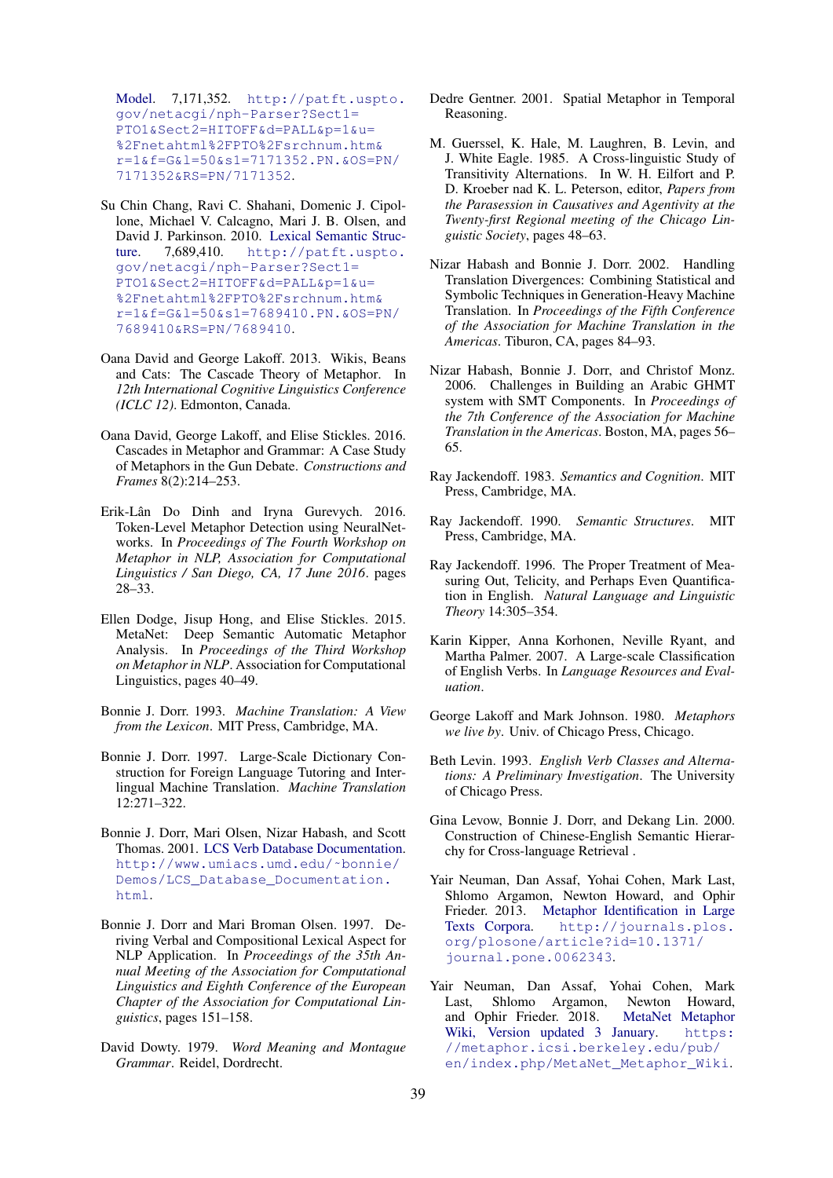Model. 7,171,352. http://patft.uspto.gov/netacgi/nph-Parser?Sect1=PTO1&Sect2=HITOFF&d=PALL&p=1&u=%2Fnetahtml%2FPTO%2Fsrchnum.htm&r=1&f=G&l=50&s1=7171352.PN.&OS=PN/7171352&RS=PN/7171352.

Su Chin Chang, Ravi C. Shahani, Domenic J. Cipollone, Michael V. Calcagno, Mari J. B. Olsen, and David J. Parkinson. 2010. Lexical Semantic Structure. 7,689,410. http://patft.uspto.gov/netacgi/nph-Parser?Sect1=PTO1&Sect2=HITOFF&d=PALL&p=1&u=%2Fnetahtml%2FPTO%2Fsrchnum.htm&r=1&f=G&l=50&s1=7689410.PN.&OS=PN/7689410&RS=PN/7689410.

Oana David and George Lakoff. 2013. Wikis, Beans and Cats: The Cascade Theory of Metaphor. In *12th International Cognitive Linguistics Conference (ICLC 12)*. Edmonton, Canada.

Oana David, George Lakoff, and Elise Stickles. 2016. Cascades in Metaphor and Grammar: A Case Study of Metaphors in the Gun Debate. *Constructions and Frames* 8(2):214–253.

Erik-Lân Do Dinh and Iryna Gurevych. 2016. Token-Level Metaphor Detection using NeuralNetworks. In *Proceedings of The Fourth Workshop on Metaphor in NLP, Association for Computational Linguistics / San Diego, CA, 17 June 2016*. pages 28–33.

Ellen Dodge, Jisup Hong, and Elise Stickles. 2015. MetaNet: Deep Semantic Automatic Metaphor Analysis. In *Proceedings of the Third Workshop on Metaphor in NLP*. Association for Computational Linguistics, pages 40–49.

Bonnie J. Dorr. 1993. *Machine Translation: A View from the Lexicon*. MIT Press, Cambridge, MA.

Bonnie J. Dorr. 1997. Large-Scale Dictionary Construction for Foreign Language Tutoring and Interlingual Machine Translation. *Machine Translation* 12:271–322.

Bonnie J. Dorr, Mari Olsen, Nizar Habash, and Scott Thomas. 2001. LCS Verb Database Documentation. http://www.umiacs.umd.edu/~bonnie/Demos/LCS_Database_Documentation.html.

Bonnie J. Dorr and Mari Broman Olsen. 1997. Deriving Verbal and Compositional Lexical Aspect for NLP Application. In *Proceedings of the 35th Annual Meeting of the Association for Computational Linguistics and Eighth Conference of the European Chapter of the Association for Computational Linguistics*, pages 151–158.

David Dowty. 1979. *Word Meaning and Montague Grammar*. Reidel, Dordrecht.

Dedre Gentner. 2001. Spatial Metaphor in Temporal Reasoning.

M. Guerssel, K. Hale, M. Laughren, B. Levin, and J. White Eagle. 1985. A Cross-linguistic Study of Transitivity Alternations. In W. H. Eilfort and P. D. Kroeber nad K. L. Peterson, editor, *Papers from the Parasession in Causatives and Agentivity at the Twenty-first Regional meeting of the Chicago Linguistic Society*, pages 48–63.

Nizar Habash and Bonnie J. Dorr. 2002. Handling Translation Divergences: Combining Statistical and Symbolic Techniques in Generation-Heavy Machine Translation. In *Proceedings of the Fifth Conference of the Association for Machine Translation in the Americas*. Tiburon, CA, pages 84–93.

Nizar Habash, Bonnie J. Dorr, and Christof Monz. 2006. Challenges in Building an Arabic GHMT system with SMT Components. In *Proceedings of the 7th Conference of the Association for Machine Translation in the Americas*. Boston, MA, pages 56–65.

Ray Jackendoff. 1983. *Semantics and Cognition*. MIT Press, Cambridge, MA.

Ray Jackendoff. 1990. *Semantic Structures*. MIT Press, Cambridge, MA.

Ray Jackendoff. 1996. The Proper Treatment of Measuring Out, Telicity, and Perhaps Even Quantification in English. *Natural Language and Linguistic Theory* 14:305–354.

Karin Kipper, Anna Korhonen, Neville Ryant, and Martha Palmer. 2007. A Large-scale Classification of English Verbs. In *Language Resources and Evaluation*.

George Lakoff and Mark Johnson. 1980. *Metaphors we live by*. Univ. of Chicago Press, Chicago.

Beth Levin. 1993. *English Verb Classes and Alternations: A Preliminary Investigation*. The University of Chicago Press.

Gina Levow, Bonnie J. Dorr, and Dekang Lin. 2000. Construction of Chinese-English Semantic Hierarchy for Cross-language Retrieval .

Yair Neuman, Dan Assaf, Yohai Cohen, Mark Last, Shlomo Argamon, Newton Howard, and Ophir Frieder. 2013. Metaphor Identification in Large Texts Corpora. http://journals.plos.org/plosone/article?id=10.1371/journal.pone.0062343.

Yair Neuman, Dan Assaf, Yohai Cohen, Mark Last, Shlomo Argamon, Newton Howard, and Ophir Frieder. 2018. MetaNet Metaphor Wiki, Version updated 3 January. https://metaphor.icsi.berkeley.edu/pub/en/index.php/MetaNet_Metaphor_Wiki.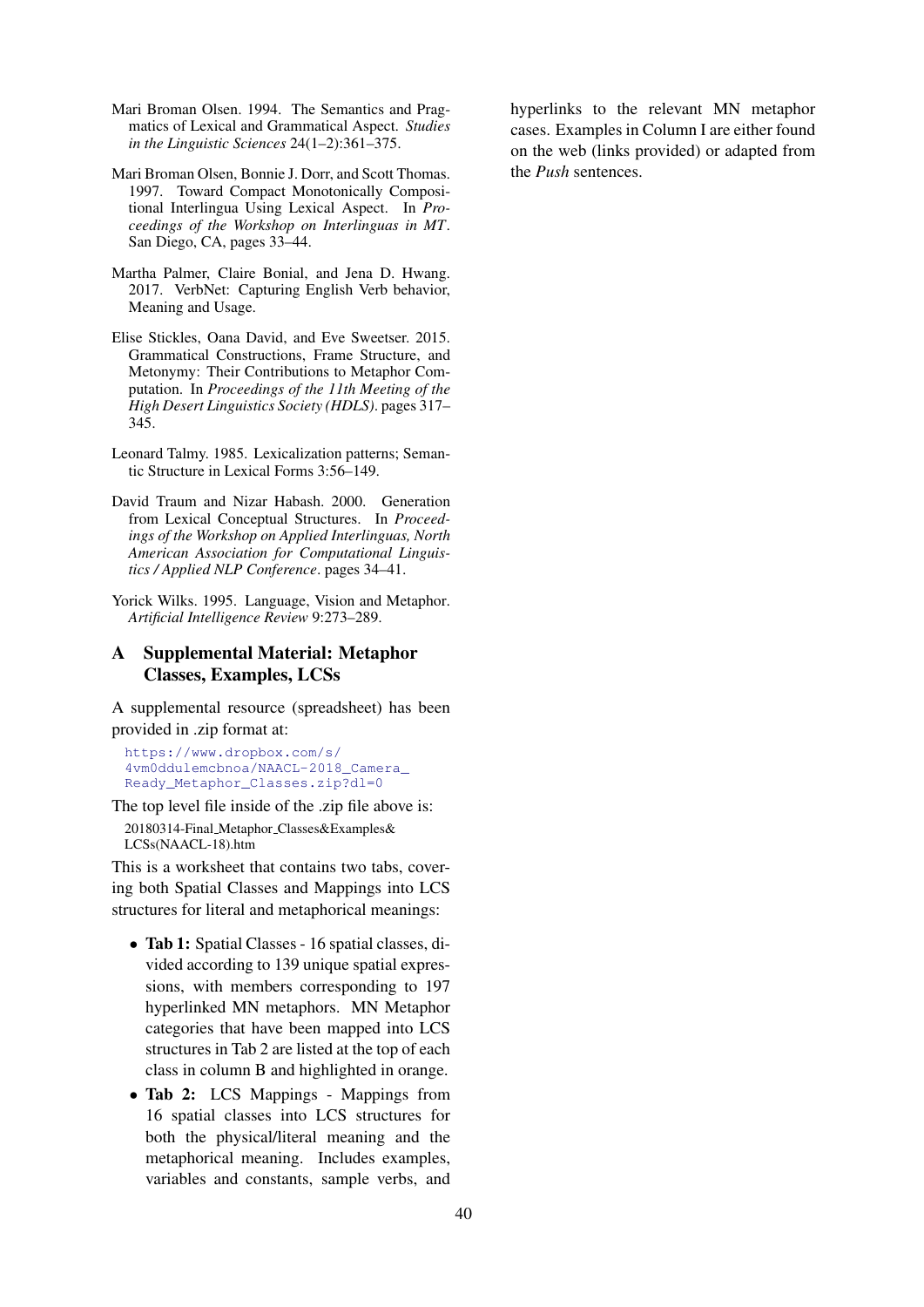Mari Broman Olsen. 1994. The Semantics and Pragmatics of Lexical and Grammatical Aspect. *Studies in the Linguistic Sciences* 24(1–2):361–375.

Mari Broman Olsen, Bonnie J. Dorr, and Scott Thomas. 1997. Toward Compact Monotonically Compositional Interlingua Using Lexical Aspect. In *Proceedings of the Workshop on Interlinguas in MT*. San Diego, CA, pages 33–44.

Martha Palmer, Claire Bonial, and Jena D. Hwang. 2017. VerbNet: Capturing English Verb behavior, Meaning and Usage.

Elise Stickles, Oana David, and Eve Sweetser. 2015. Grammatical Constructions, Frame Structure, and Metonymy: Their Contributions to Metaphor Computation. In *Proceedings of the 11th Meeting of the High Desert Linguistics Society (HDLS)*. pages 317–345.

Leonard Talmy. 1985. Lexicalization patterns; Semantic Structure in Lexical Forms 3:56–149.

David Traum and Nizar Habash. 2000. Generation from Lexical Conceptual Structures. In *Proceedings of the Workshop on Applied Interlinguas, North American Association for Computational Linguistics / Applied NLP Conference*. pages 34–41.

Yorick Wilks. 1995. Language, Vision and Metaphor. *Artificial Intelligence Review* 9:273–289.

## A Supplemental Material: Metaphor Classes, Examples, LCSs

A supplemental resource (spreadsheet) has been provided in .zip format at:

https://www.dropbox.com/s/4vm0ddulemcbnoa/NAACL-2018_Camera_Ready_Metaphor_Classes.zip?dl=0

The top level file inside of the .zip file above is:

20180314-Final_Metaphor_Classes&Examples&LCSs(NAACL-18).htm

This is a worksheet that contains two tabs, covering both Spatial Classes and Mappings into LCS structures for literal and metaphorical meanings:

- **Tab 1:** Spatial Classes - 16 spatial classes, divided according to 139 unique spatial expressions, with members corresponding to 197 hyperlinked MN metaphors. MN Metaphor categories that have been mapped into LCS structures in Tab 2 are listed at the top of each class in column B and highlighted in orange.
- **Tab 2:** LCS Mappings - Mappings from 16 spatial classes into LCS structures for both the physical/literal meaning and the metaphorical meaning. Includes examples, variables and constants, sample verbs, and hyperlinks to the relevant MN metaphor cases. Examples in Column I are either found on the web (links provided) or adapted from the *Push* sentences.